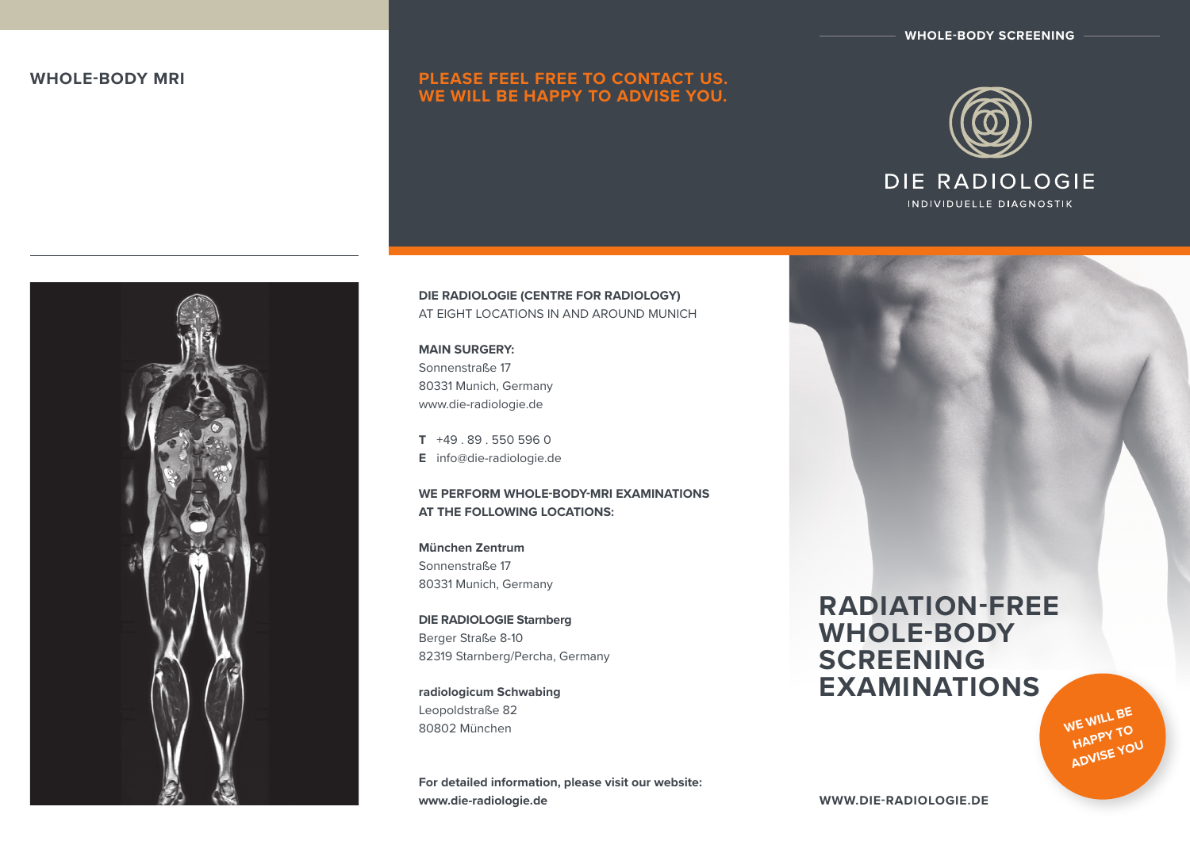## WHOLE-BODY MRI

## PLEASE FEEL FREE TO CONTACT US. WE WILL BE HAPPY TO ADVISE YOU.

**DIE RADIOLOGIE (CENTRE FOR RADIOLOGY)**
AT EIGHT LOCATIONS IN AND AROUND MUNICH

**MAIN SURGERY:**
Sonnenstraße 17
80331 Munich, Germany
www.die-radiologie.de

**T** +49 . 89 . 550 596 0
**E** info@die-radiologie.de

**WE PERFORM WHOLE-BODY-MRI EXAMINATIONS AT THE FOLLOWING LOCATIONS:**

**München Zentrum**
Sonnenstraße 17
80331 Munich, Germany

**DIE RADIOLOGIE Starnberg**
Berger Straße 8-10
82319 Starnberg/Percha, Germany

**radiologicum Schwabing**
Leopoldstraße 82
80802 München

**For detailed information, please visit our website: www.die-radiologie.de**

WHOLE-BODY SCREENING

DIE RADIOLOGIE
INDIVIDUELLE DIAGNOSTIK

# RADIATION-FREE WHOLE-BODY SCREENING EXAMINATIONS

WE WILL BE HAPPY TO ADVISE YOU

WWW.DIE-RADIOLOGIE.DE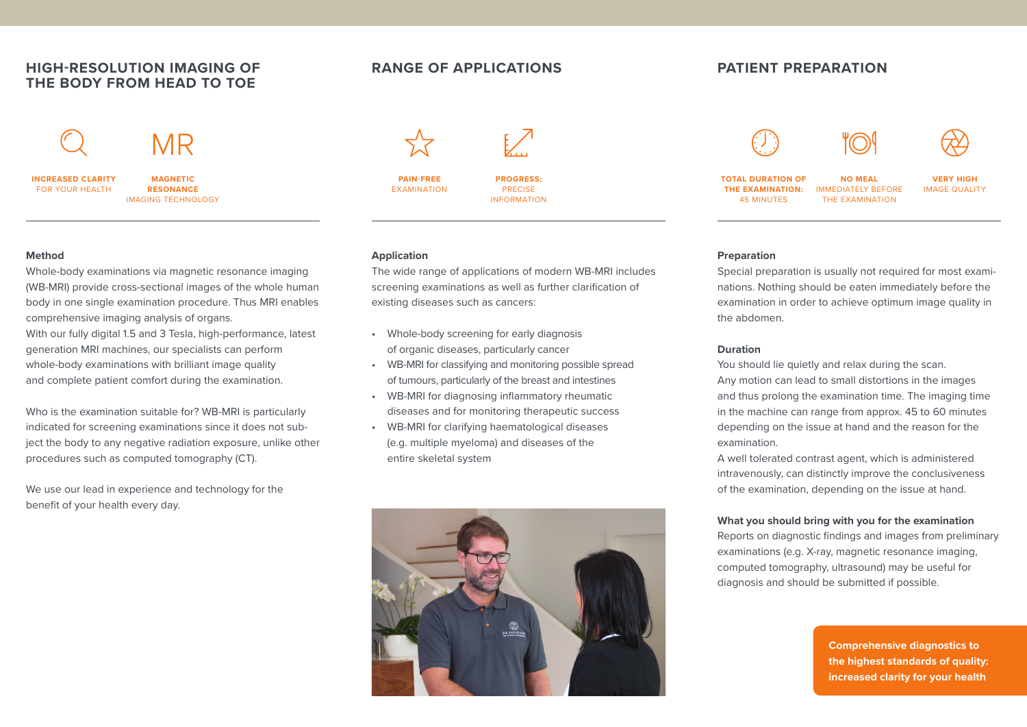## HIGH-RESOLUTION IMAGING OF THE BODY FROM HEAD TO TOE

**INCREASED CLARITY** FOR YOUR HEALTH

**MAGNETIC RESONANCE** IMAGING TECHNOLOGY

### Method

Whole-body examinations via magnetic resonance imaging (WB-MRI) provide cross-sectional images of the whole human body in one single examination procedure. Thus MRI enables comprehensive imaging analysis of organs.
With our fully digital 1.5 and 3 Tesla, high-performance, latest generation MRI machines, our specialists can perform whole-body examinations with brilliant image quality and complete patient comfort during the examination.

Who is the examination suitable for? WB-MRI is particularly indicated for screening examinations since it does not subject the body to any negative radiation exposure, unlike other procedures such as computed tomography (CT).

We use our lead in experience and technology for the benefit of your health every day.

## RANGE OF APPLICATIONS

**PAIN-FREE** EXAMINATION

**PROGRESS:** PRECISE INFORMATION

### Application

The wide range of applications of modern WB-MRI includes screening examinations as well as further clarification of existing diseases such as cancers:

- Whole-body screening for early diagnosis of organic diseases, particularly cancer
- WB-MRI for classifying and monitoring possible spread of tumours, particularly of the breast and intestines
- WB-MRI for diagnosing inflammatory rheumatic diseases and for monitoring therapeutic success
- WB-MRI for clarifying haematological diseases (e.g. multiple myeloma) and diseases of the entire skeletal system

## PATIENT PREPARATION

**TOTAL DURATION OF THE EXAMINATION:** 45 MINUTES

**NO MEAL** IMMEDIATELY BEFORE THE EXAMINATION

**VERY HIGH** IMAGE QUALITY

### Preparation

Special preparation is usually not required for most examinations. Nothing should be eaten immediately before the examination in order to achieve optimum image quality in the abdomen.

### Duration

You should lie quietly and relax during the scan.
Any motion can lead to small distortions in the images and thus prolong the examination time. The imaging time in the machine can range from approx. 45 to 60 minutes depending on the issue at hand and the reason for the examination.
A well tolerated contrast agent, which is administered intravenously, can distinctly improve the conclusiveness of the examination, depending on the issue at hand.

### What you should bring with you for the examination

Reports on diagnostic findings and images from preliminary examinations (e.g. X-ray, magnetic resonance imaging, computed tomography, ultrasound) may be useful for diagnosis and should be submitted if possible.

**Comprehensive diagnostics to the highest standards of quality: increased clarity for your health**